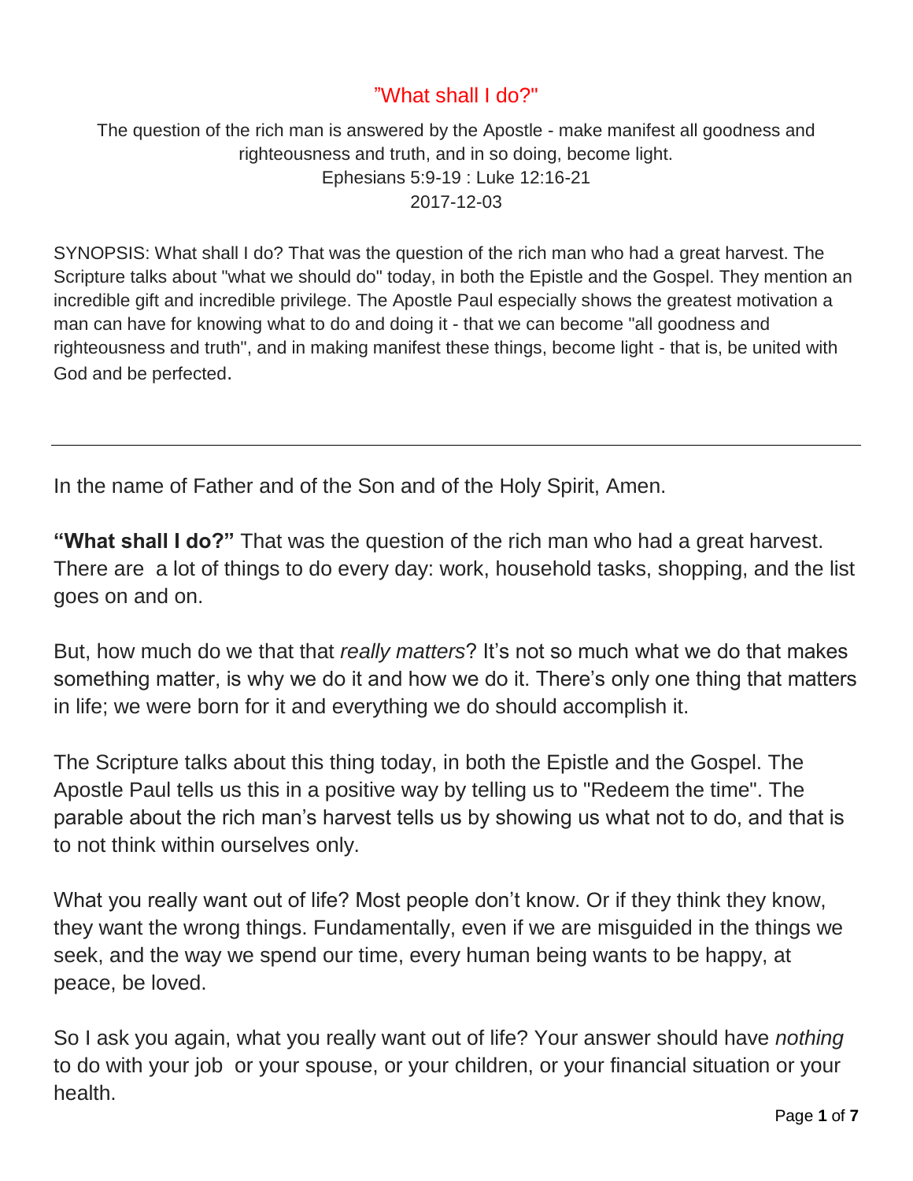# "What shall I do?"

The question of the rich man is answered by the Apostle - make manifest all goodness and righteousness and truth, and in so doing, become light.
Ephesians 5:9-19 : Luke 12:16-21
2017-12-03

SYNOPSIS: What shall I do? That was the question of the rich man who had a great harvest. The Scripture talks about "what we should do" today, in both the Epistle and the Gospel. They mention an incredible gift and incredible privilege. The Apostle Paul especially shows the greatest motivation a man can have for knowing what to do and doing it - that we can become "all goodness and righteousness and truth", and in making manifest these things, become light - that is, be united with God and be perfected.

---

In the name of Father and of the Son and of the Holy Spirit, Amen.

**"What shall I do?"** That was the question of the rich man who had a great harvest. There are a lot of things to do every day: work, household tasks, shopping, and the list goes on and on.

But, how much do we that that *really matters*? It's not so much what we do that makes something matter, is why we do it and how we do it. There's only one thing that matters in life; we were born for it and everything we do should accomplish it.

The Scripture talks about this thing today, in both the Epistle and the Gospel. The Apostle Paul tells us this in a positive way by telling us to "Redeem the time". The parable about the rich man's harvest tells us by showing us what not to do, and that is to not think within ourselves only.

What you really want out of life? Most people don't know. Or if they think they know, they want the wrong things. Fundamentally, even if we are misguided in the things we seek, and the way we spend our time, every human being wants to be happy, at peace, be loved.

So I ask you again, what you really want out of life? Your answer should have *nothing* to do with your job or your spouse, or your children, or your financial situation or your health.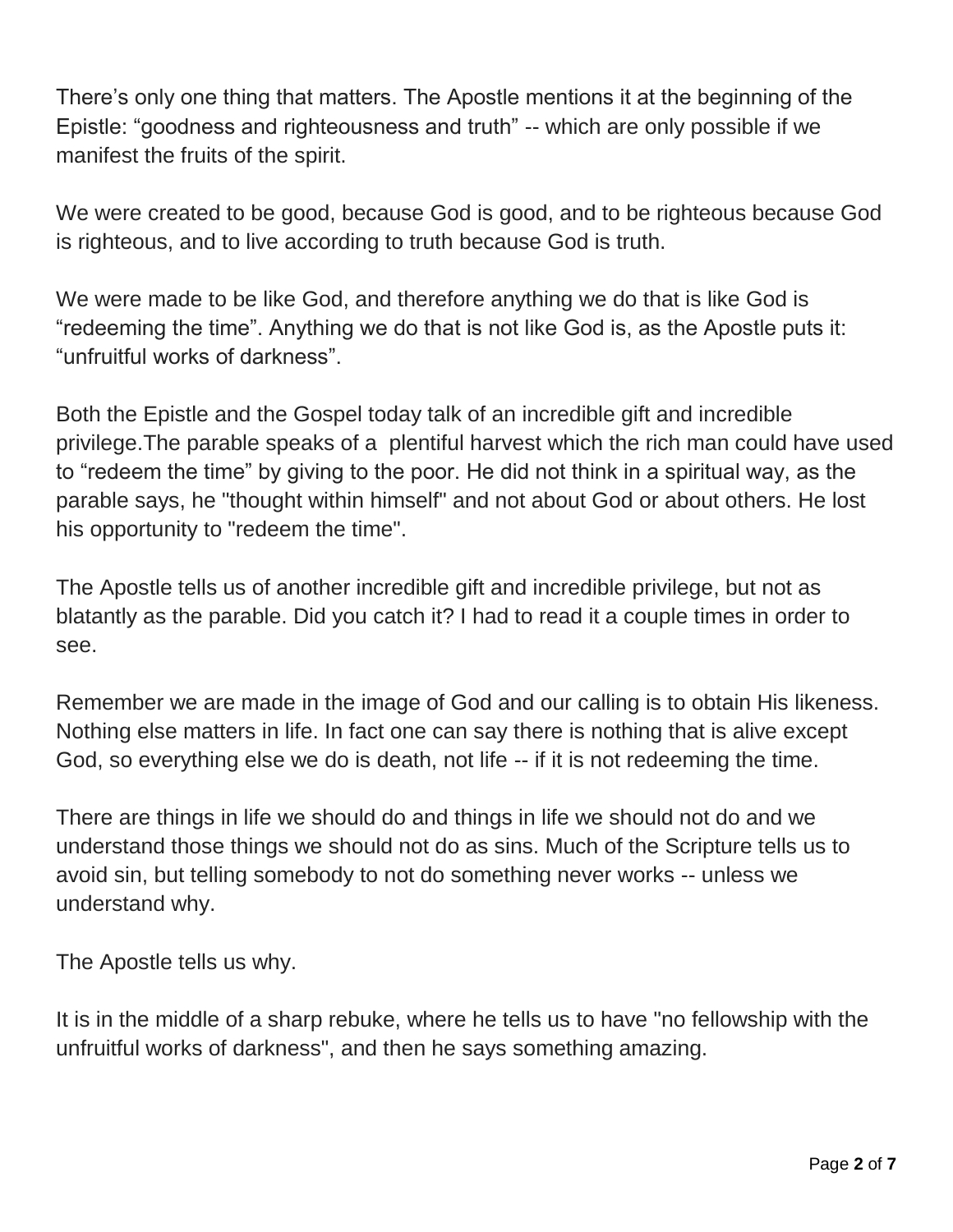There's only one thing that matters. The Apostle mentions it at the beginning of the Epistle: "goodness and righteousness and truth" -- which are only possible if we manifest the fruits of the spirit.

We were created to be good, because God is good, and to be righteous because God is righteous, and to live according to truth because God is truth.

We were made to be like God, and therefore anything we do that is like God is "redeeming the time". Anything we do that is not like God is, as the Apostle puts it: "unfruitful works of darkness".

Both the Epistle and the Gospel today talk of an incredible gift and incredible privilege.The parable speaks of a plentiful harvest which the rich man could have used to "redeem the time" by giving to the poor. He did not think in a spiritual way, as the parable says, he "thought within himself" and not about God or about others. He lost his opportunity to "redeem the time".

The Apostle tells us of another incredible gift and incredible privilege, but not as blatantly as the parable. Did you catch it? I had to read it a couple times in order to see.

Remember we are made in the image of God and our calling is to obtain His likeness. Nothing else matters in life. In fact one can say there is nothing that is alive except God, so everything else we do is death, not life -- if it is not redeeming the time.

There are things in life we should do and things in life we should not do and we understand those things we should not do as sins. Much of the Scripture tells us to avoid sin, but telling somebody to not do something never works -- unless we understand why.

The Apostle tells us why.

It is in the middle of a sharp rebuke, where he tells us to have "no fellowship with the unfruitful works of darkness", and then he says something amazing.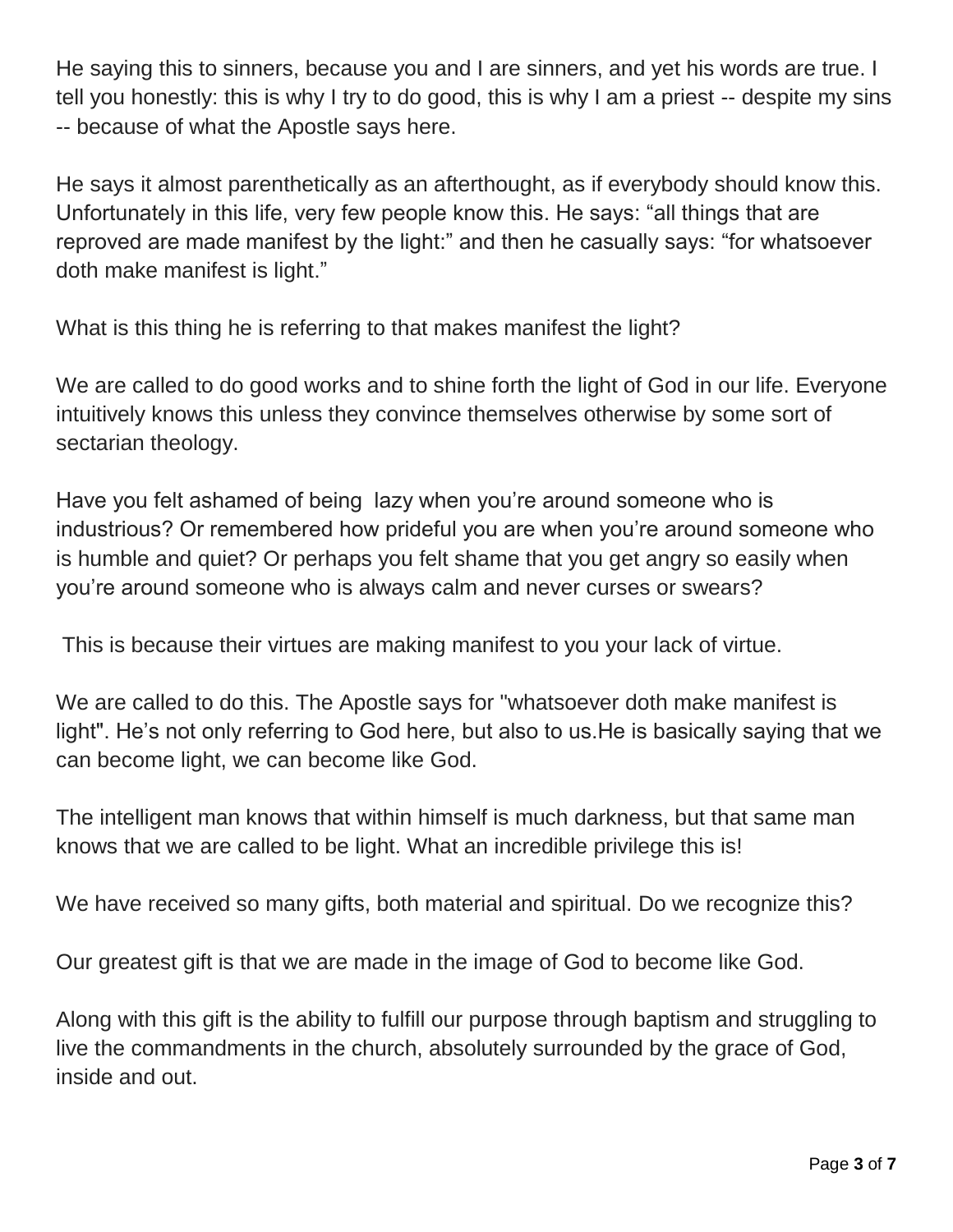He saying this to sinners, because you and I are sinners, and yet his words are true. I tell you honestly: this is why I try to do good, this is why I am a priest -- despite my sins -- because of what the Apostle says here.

He says it almost parenthetically as an afterthought, as if everybody should know this. Unfortunately in this life, very few people know this. He says: "all things that are reproved are made manifest by the light:" and then he casually says: "for whatsoever doth make manifest is light."

What is this thing he is referring to that makes manifest the light?

We are called to do good works and to shine forth the light of God in our life. Everyone intuitively knows this unless they convince themselves otherwise by some sort of sectarian theology.

Have you felt ashamed of being lazy when you're around someone who is industrious? Or remembered how prideful you are when you're around someone who is humble and quiet? Or perhaps you felt shame that you get angry so easily when you're around someone who is always calm and never curses or swears?

This is because their virtues are making manifest to you your lack of virtue.

We are called to do this. The Apostle says for "whatsoever doth make manifest is light". He's not only referring to God here, but also to us.He is basically saying that we can become light, we can become like God.

The intelligent man knows that within himself is much darkness, but that same man knows that we are called to be light. What an incredible privilege this is!

We have received so many gifts, both material and spiritual. Do we recognize this?

Our greatest gift is that we are made in the image of God to become like God.

Along with this gift is the ability to fulfill our purpose through baptism and struggling to live the commandments in the church, absolutely surrounded by the grace of God, inside and out.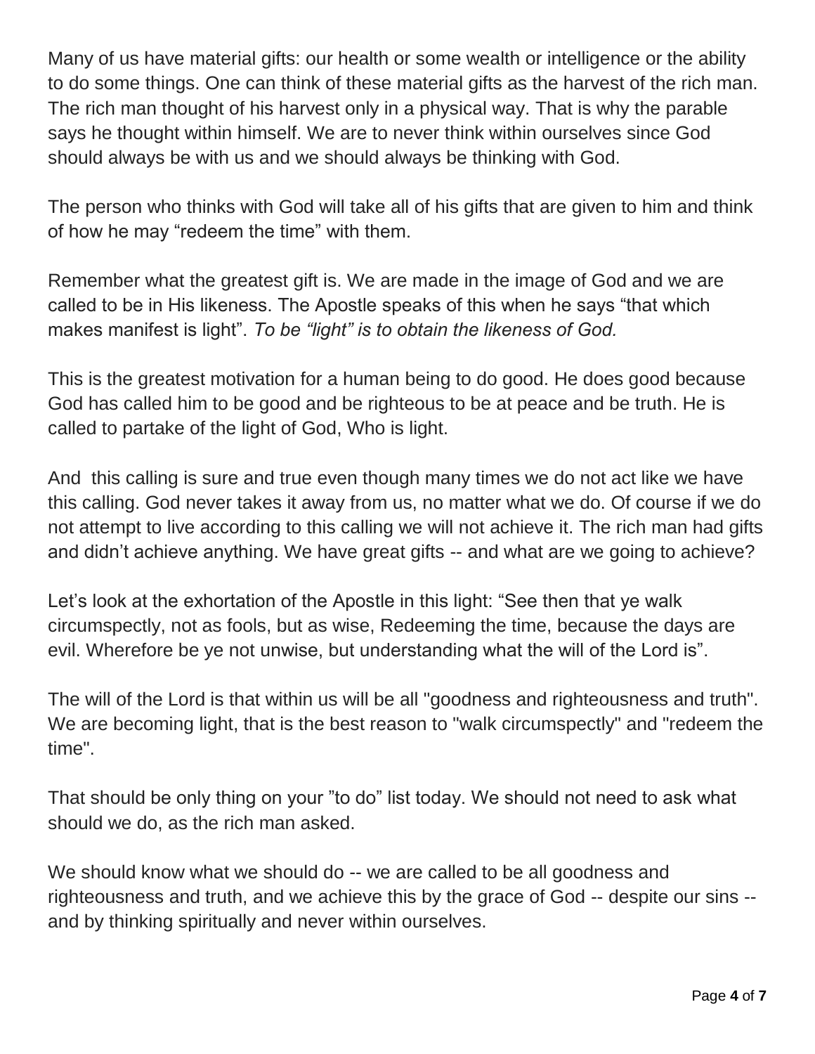Many of us have material gifts: our health or some wealth or intelligence or the ability to do some things. One can think of these material gifts as the harvest of the rich man. The rich man thought of his harvest only in a physical way. That is why the parable says he thought within himself. We are to never think within ourselves since God should always be with us and we should always be thinking with God.

The person who thinks with God will take all of his gifts that are given to him and think of how he may “redeem the time” with them.

Remember what the greatest gift is. We are made in the image of God and we are called to be in His likeness. The Apostle speaks of this when he says “that which makes manifest is light”. *To be “light” is to obtain the likeness of God.*

This is the greatest motivation for a human being to do good. He does good because God has called him to be good and be righteous to be at peace and be truth. He is called to partake of the light of God, Who is light.

And this calling is sure and true even though many times we do not act like we have this calling. God never takes it away from us, no matter what we do. Of course if we do not attempt to live according to this calling we will not achieve it. The rich man had gifts and didn’t achieve anything. We have great gifts -- and what are we going to achieve?

Let’s look at the exhortation of the Apostle in this light: “See then that ye walk circumspectly, not as fools, but as wise, Redeeming the time, because the days are evil. Wherefore be ye not unwise, but understanding what the will of the Lord is”.

The will of the Lord is that within us will be all "goodness and righteousness and truth". We are becoming light, that is the best reason to "walk circumspectly" and "redeem the time".

That should be only thing on your ”to do” list today. We should not need to ask what should we do, as the rich man asked.

We should know what we should do -- we are called to be all goodness and righteousness and truth, and we achieve this by the grace of God -- despite our sins -- and by thinking spiritually and never within ourselves.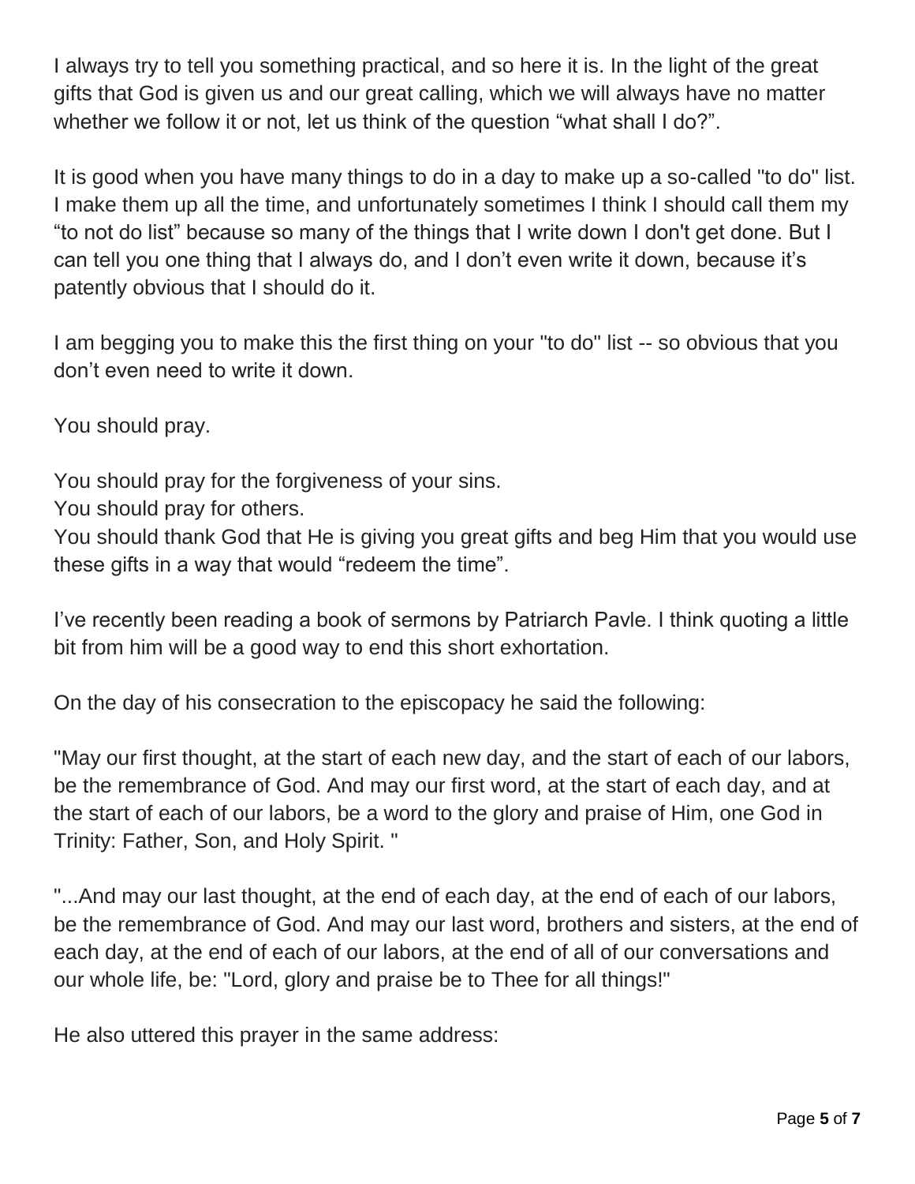I always try to tell you something practical, and so here it is. In the light of the great gifts that God is given us and our great calling, which we will always have no matter whether we follow it or not, let us think of the question "what shall I do?".

It is good when you have many things to do in a day to make up a so-called "to do" list. I make them up all the time, and unfortunately sometimes I think I should call them my "to not do list" because so many of the things that I write down I don't get done. But I can tell you one thing that I always do, and I don't even write it down, because it's patently obvious that I should do it.

I am begging you to make this the first thing on your "to do" list -- so obvious that you don't even need to write it down.

You should pray.

You should pray for the forgiveness of your sins.
You should pray for others.
You should thank God that He is giving you great gifts and beg Him that you would use these gifts in a way that would "redeem the time".

I've recently been reading a book of sermons by Patriarch Pavle. I think quoting a little bit from him will be a good way to end this short exhortation.

On the day of his consecration to the episcopacy he said the following:

"May our first thought, at the start of each new day, and the start of each of our labors, be the remembrance of God. And may our first word, at the start of each day, and at the start of each of our labors, be a word to the glory and praise of Him, one God in Trinity: Father, Son, and Holy Spirit. "

"...And may our last thought, at the end of each day, at the end of each of our labors, be the remembrance of God. And may our last word, brothers and sisters, at the end of each day, at the end of each of our labors, at the end of all of our conversations and our whole life, be: "Lord, glory and praise be to Thee for all things!"

He also uttered this prayer in the same address: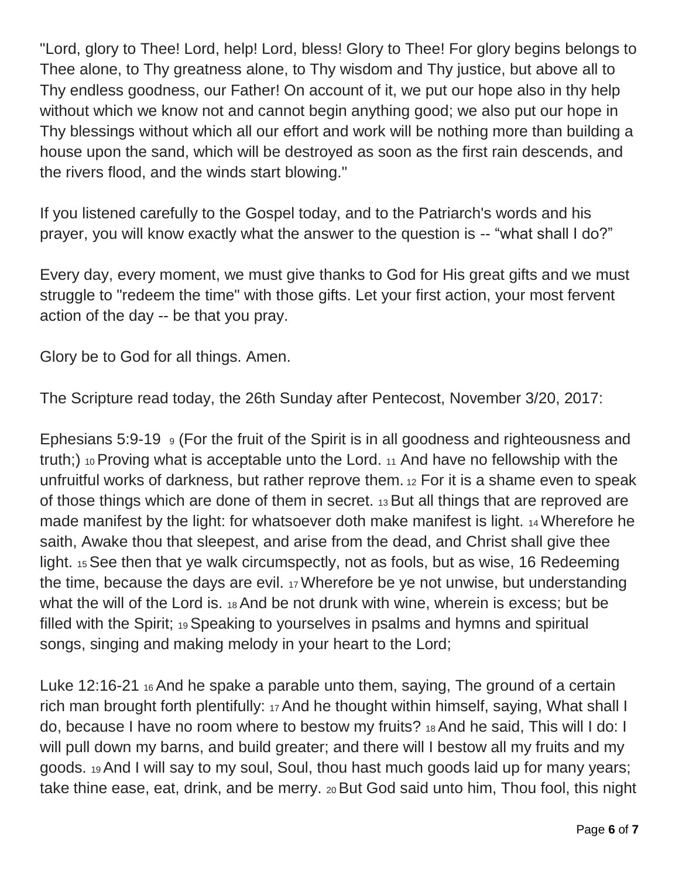"Lord, glory to Thee! Lord, help! Lord, bless! Glory to Thee! For glory begins belongs to Thee alone, to Thy greatness alone, to Thy wisdom and Thy justice, but above all to Thy endless goodness, our Father! On account of it, we put our hope also in thy help without which we know not and cannot begin anything good; we also put our hope in Thy blessings without which all our effort and work will be nothing more than building a house upon the sand, which will be destroyed as soon as the first rain descends, and the rivers flood, and the winds start blowing."

If you listened carefully to the Gospel today, and to the Patriarch's words and his prayer, you will know exactly what the answer to the question is -- “what shall I do?”

Every day, every moment, we must give thanks to God for His great gifts and we must struggle to "redeem the time" with those gifts. Let your first action, your most fervent action of the day -- be that you pray.

Glory be to God for all things. Amen.

The Scripture read today, the 26th Sunday after Pentecost, November 3/20, 2017:

Ephesians 5:9-19 9 (For the fruit of the Spirit is in all goodness and righteousness and truth;) 10 Proving what is acceptable unto the Lord. 11 And have no fellowship with the unfruitful works of darkness, but rather reprove them. 12 For it is a shame even to speak of those things which are done of them in secret. 13 But all things that are reproved are made manifest by the light: for whatsoever doth make manifest is light. 14 Wherefore he saith, Awake thou that sleepest, and arise from the dead, and Christ shall give thee light. 15 See then that ye walk circumspectly, not as fools, but as wise, 16 Redeeming the time, because the days are evil. 17 Wherefore be ye not unwise, but understanding what the will of the Lord is. 18 And be not drunk with wine, wherein is excess; but be filled with the Spirit; 19 Speaking to yourselves in psalms and hymns and spiritual songs, singing and making melody in your heart to the Lord;

Luke 12:16-21 16 And he spake a parable unto them, saying, The ground of a certain rich man brought forth plentifully: 17 And he thought within himself, saying, What shall I do, because I have no room where to bestow my fruits? 18 And he said, This will I do: I will pull down my barns, and build greater; and there will I bestow all my fruits and my goods. 19 And I will say to my soul, Soul, thou hast much goods laid up for many years; take thine ease, eat, drink, and be merry. 20 But God said unto him, Thou fool, this night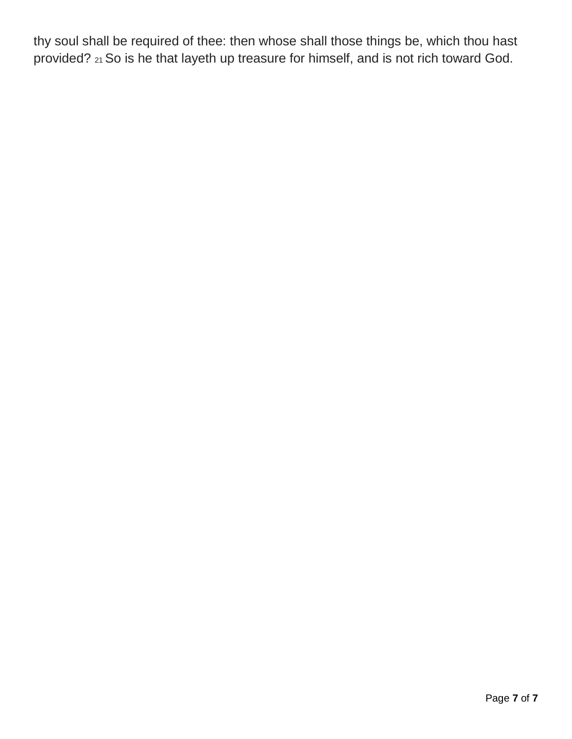thy soul shall be required of thee: then whose shall those things be, which thou hast provided? 21 So is he that layeth up treasure for himself, and is not rich toward God.